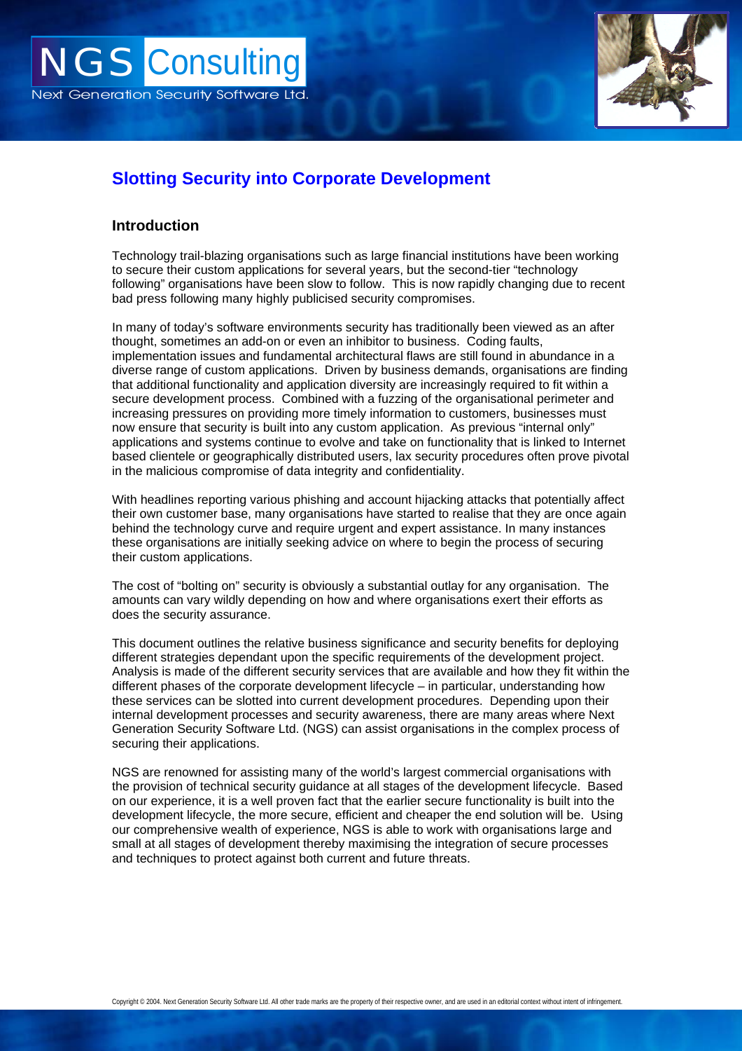# Slotting Security into Corporate Development

## Introduction

Technology trail-blazing organisations such as large financial institutions have been working to secure their custom applications for several years, but the second-tier "technology following" organisations have been slow to follow. This is now rapidly changing due to recent bad press following many highly publicised security compromises.

In many of today's software environments security has traditionally been viewed as an after thought, sometimes an add-on or even an inhibitor to business. Coding faults, implementation issues and fundamental architectural flaws are still found in abundance in a diverse range of custom applications. Driven by business demands, organisations are finding that additional functionality and application diversity are increasingly required to fit within a secure development process. Combined with a fuzzing of the organisational perimeter and increasing pressures on providing more timely information to customers, businesses must now ensure that security is built into any custom application. As previous "internal only" applications and systems continue to evolve and take on functionality that is linked to Internet based clientele or geographically distributed users, lax security procedures often prove pivotal in the malicious compromise of data integrity and confidentiality.

With headlines reporting various phishing and account hijacking attacks that potentially affect their own customer base, many organisations have started to realise that they are once again behind the technology curve and require urgent and expert assistance. In many instances these organisations are initially seeking advice on where to begin the process of securing their custom applications.

The cost of "bolting on" security is obviously a substantial outlay for any organisation. The amounts can vary wildly depending on how and where organisations exert their efforts as does the security assurance.

This document outlines the relative business significance and security benefits for deploying different strategies dependant upon the specific requirements of the development project. Analysis is made of the different security services that are available and how they fit within the different phases of the corporate development lifecycle – in particular, understanding how these services can be slotted into current development procedures. Depending upon their internal development processes and security awareness, there are many areas where Next Generation Security Software Ltd. (NGS) can assist organisations in the complex process of securing their applications.

NGS are renowned for assisting many of the world's largest commercial organisations with the provision of technical security guidance at all stages of the development lifecycle. Based on our experience, it is a well proven fact that the earlier secure functionality is built into the development lifecycle, the more secure, efficient and cheaper the end solution will be. Using our comprehensive wealth of experience, NGS is able to work with organisations large and small at all stages of development thereby maximising the integration of secure processes and techniques to protect against both current and future threats.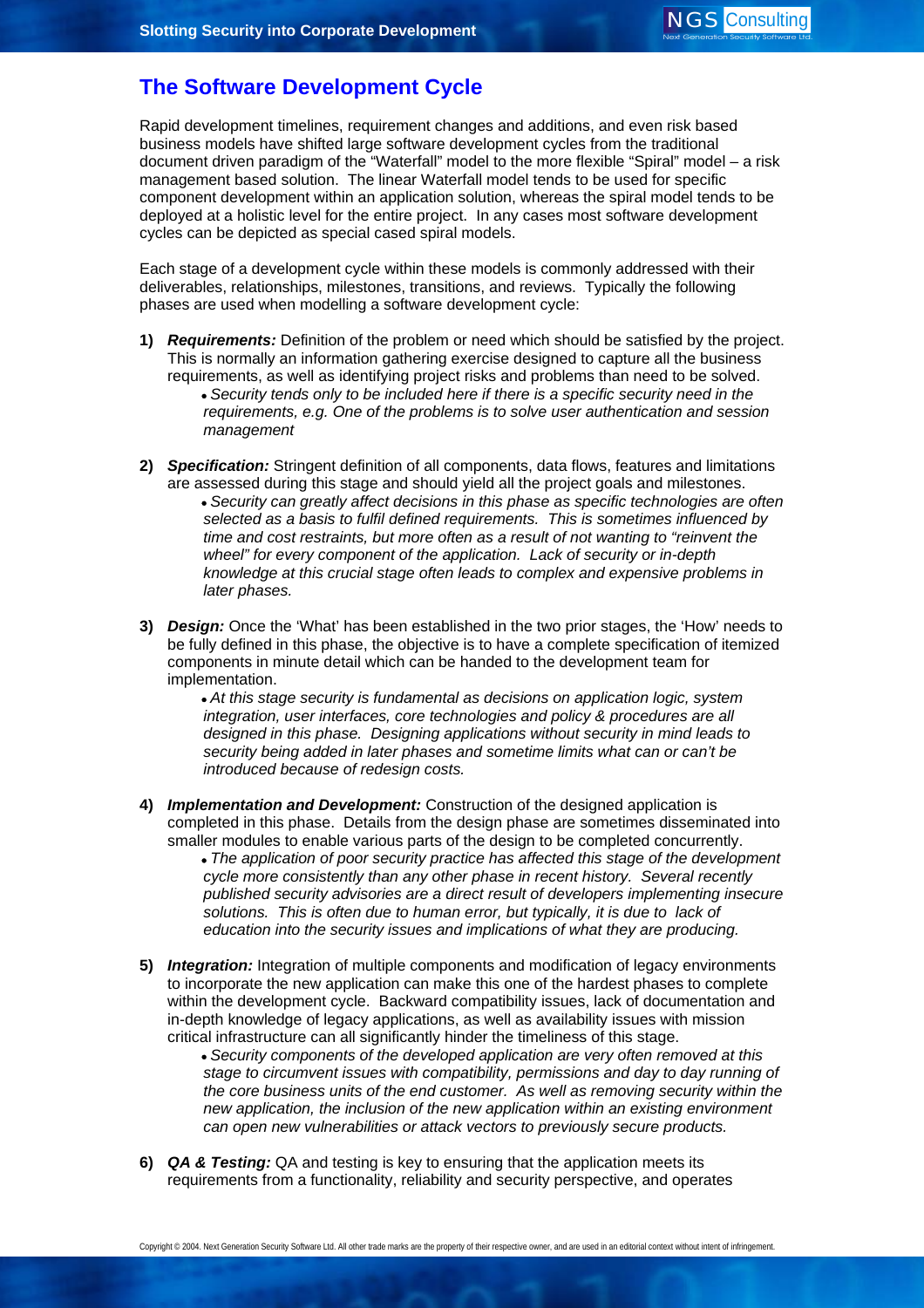## The Software Development Cycle

Rapid development timelines, requirement changes and additions, and even risk based business models have shifted large software development cycles from the traditional document driven paradigm of the "Waterfall" model to the more flexible "Spiral" model – a risk management based solution. The linear Waterfall model tends to be used for specific component development within an application solution, whereas the spiral model tends to be deployed at a holistic level for the entire project. In any cases most software development cycles can be depicted as special cased spiral models.

Each stage of a development cycle within these models is commonly addressed with their deliverables, relationships, milestones, transitions, and reviews. Typically the following phases are used when modelling a software development cycle:

1) ***Requirements:*** Definition of the problem or need which should be satisfied by the project. This is normally an information gathering exercise designed to capture all the business requirements, as well as identifying project risks and problems than need to be solved.
   - *Security tends only to be included here if there is a specific security need in the requirements, e.g. One of the problems is to solve user authentication and session management*

2) ***Specification:*** Stringent definition of all components, data flows, features and limitations are assessed during this stage and should yield all the project goals and milestones.
   - *Security can greatly affect decisions in this phase as specific technologies are often selected as a basis to fulfil defined requirements. This is sometimes influenced by time and cost restraints, but more often as a result of not wanting to "reinvent the wheel" for every component of the application. Lack of security or in-depth knowledge at this crucial stage often leads to complex and expensive problems in later phases.*

3) ***Design:*** Once the 'What' has been established in the two prior stages, the 'How' needs to be fully defined in this phase, the objective is to have a complete specification of itemized components in minute detail which can be handed to the development team for implementation.
   - *At this stage security is fundamental as decisions on application logic, system integration, user interfaces, core technologies and policy & procedures are all designed in this phase. Designing applications without security in mind leads to security being added in later phases and sometime limits what can or can't be introduced because of redesign costs.*

4) ***Implementation and Development:*** Construction of the designed application is completed in this phase. Details from the design phase are sometimes disseminated into smaller modules to enable various parts of the design to be completed concurrently.
   - *The application of poor security practice has affected this stage of the development cycle more consistently than any other phase in recent history. Several recently published security advisories are a direct result of developers implementing insecure solutions. This is often due to human error, but typically, it is due to lack of education into the security issues and implications of what they are producing.*

5) ***Integration:*** Integration of multiple components and modification of legacy environments to incorporate the new application can make this one of the hardest phases to complete within the development cycle. Backward compatibility issues, lack of documentation and in-depth knowledge of legacy applications, as well as availability issues with mission critical infrastructure can all significantly hinder the timeliness of this stage.
   - *Security components of the developed application are very often removed at this stage to circumvent issues with compatibility, permissions and day to day running of the core business units of the end customer. As well as removing security within the new application, the inclusion of the new application within an existing environment can open new vulnerabilities or attack vectors to previously secure products.*

6) ***QA & Testing:*** QA and testing is key to ensuring that the application meets its requirements from a functionality, reliability and security perspective, and operates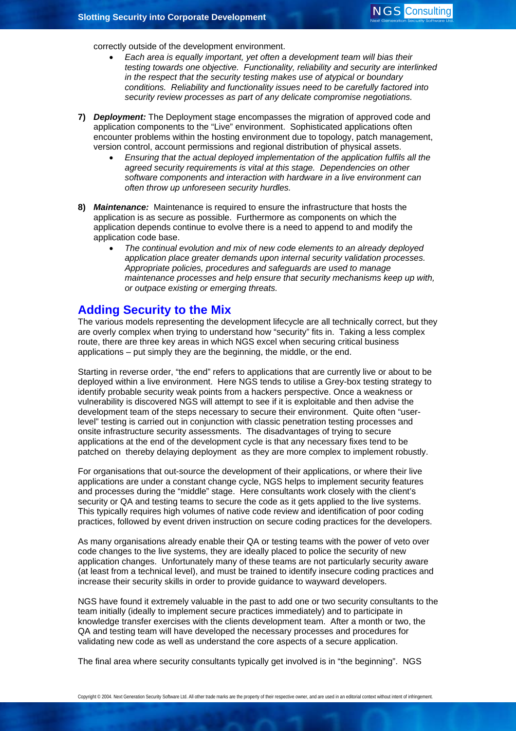correctly outside of the development environment.

- *Each area is equally important, yet often a development team will bias their testing towards one objective. Functionality, reliability and security are interlinked in the respect that the security testing makes use of atypical or boundary conditions. Reliability and functionality issues need to be carefully factored into security review processes as part of any delicate compromise negotiations.*

**7)** ***Deployment:*** The Deployment stage encompasses the migration of approved code and application components to the "Live" environment. Sophisticated applications often encounter problems within the hosting environment due to topology, patch management, version control, account permissions and regional distribution of physical assets.

- *Ensuring that the actual deployed implementation of the application fulfils all the agreed security requirements is vital at this stage. Dependencies on other software components and interaction with hardware in a live environment can often throw up unforeseen security hurdles.*

**8)** ***Maintenance:*** Maintenance is required to ensure the infrastructure that hosts the application is as secure as possible. Furthermore as components on which the application depends continue to evolve there is a need to append to and modify the application code base.

- *The continual evolution and mix of new code elements to an already deployed application place greater demands upon internal security validation processes. Appropriate policies, procedures and safeguards are used to manage maintenance processes and help ensure that security mechanisms keep up with, or outpace existing or emerging threats.*

## Adding Security to the Mix

The various models representing the development lifecycle are all technically correct, but they are overly complex when trying to understand how "security" fits in. Taking a less complex route, there are three key areas in which NGS excel when securing critical business applications – put simply they are the beginning, the middle, or the end.

Starting in reverse order, "the end" refers to applications that are currently live or about to be deployed within a live environment. Here NGS tends to utilise a Grey-box testing strategy to identify probable security weak points from a hackers perspective. Once a weakness or vulnerability is discovered NGS will attempt to see if it is exploitable and then advise the development team of the steps necessary to secure their environment. Quite often "user-level" testing is carried out in conjunction with classic penetration testing processes and onsite infrastructure security assessments. The disadvantages of trying to secure applications at the end of the development cycle is that any necessary fixes tend to be patched on thereby delaying deployment as they are more complex to implement robustly.

For organisations that out-source the development of their applications, or where their live applications are under a constant change cycle, NGS helps to implement security features and processes during the "middle" stage. Here consultants work closely with the client's security or QA and testing teams to secure the code as it gets applied to the live systems. This typically requires high volumes of native code review and identification of poor coding practices, followed by event driven instruction on secure coding practices for the developers.

As many organisations already enable their QA or testing teams with the power of veto over code changes to the live systems, they are ideally placed to police the security of new application changes. Unfortunately many of these teams are not particularly security aware (at least from a technical level), and must be trained to identify insecure coding practices and increase their security skills in order to provide guidance to wayward developers.

NGS have found it extremely valuable in the past to add one or two security consultants to the team initially (ideally to implement secure practices immediately) and to participate in knowledge transfer exercises with the clients development team. After a month or two, the QA and testing team will have developed the necessary processes and procedures for validating new code as well as understand the core aspects of a secure application.

The final area where security consultants typically get involved is in "the beginning". NGS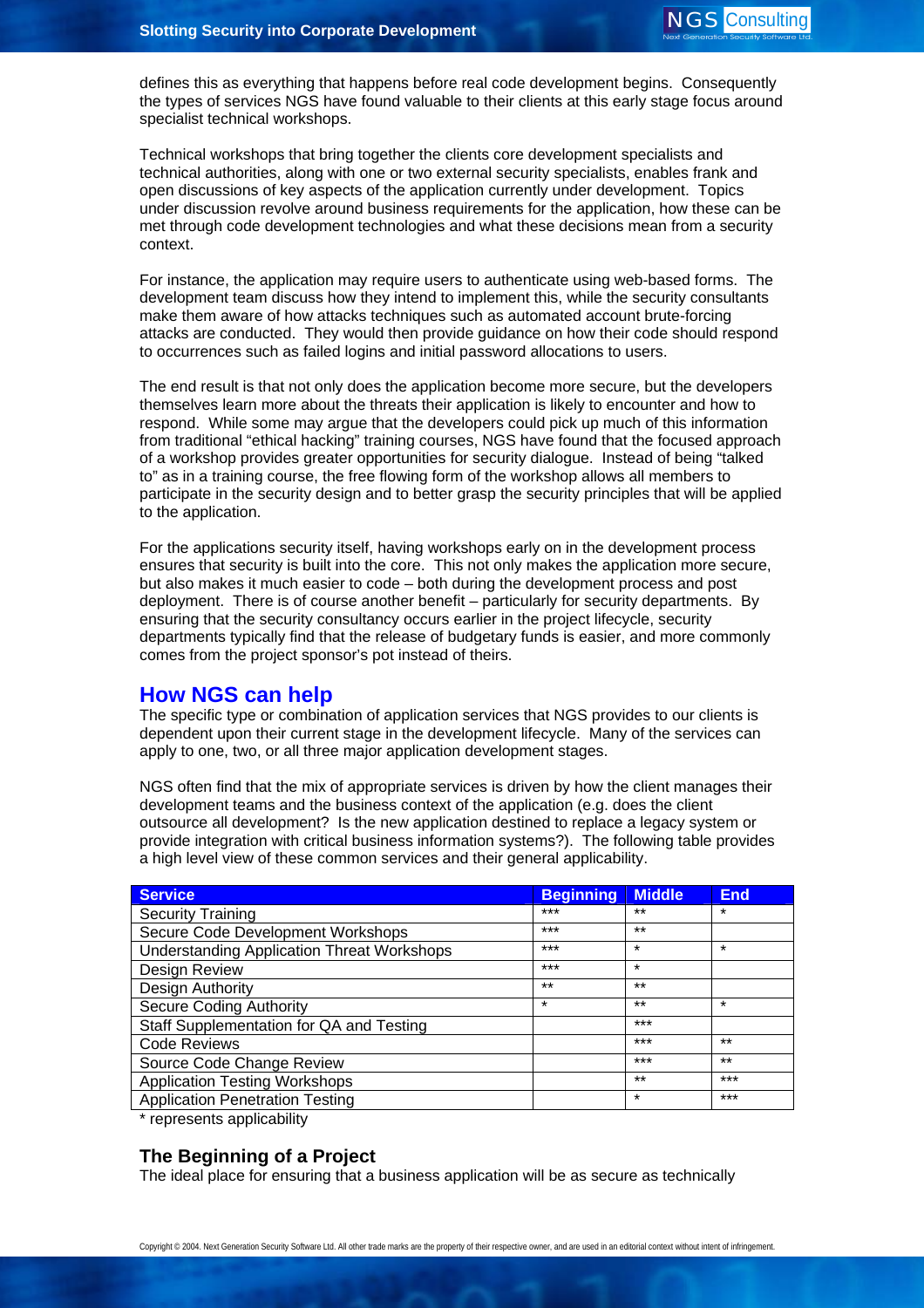defines this as everything that happens before real code development begins. Consequently the types of services NGS have found valuable to their clients at this early stage focus around specialist technical workshops.

Technical workshops that bring together the clients core development specialists and technical authorities, along with one or two external security specialists, enables frank and open discussions of key aspects of the application currently under development. Topics under discussion revolve around business requirements for the application, how these can be met through code development technologies and what these decisions mean from a security context.

For instance, the application may require users to authenticate using web-based forms. The development team discuss how they intend to implement this, while the security consultants make them aware of how attacks techniques such as automated account brute-forcing attacks are conducted. They would then provide guidance on how their code should respond to occurrences such as failed logins and initial password allocations to users.

The end result is that not only does the application become more secure, but the developers themselves learn more about the threats their application is likely to encounter and how to respond. While some may argue that the developers could pick up much of this information from traditional “ethical hacking” training courses, NGS have found that the focused approach of a workshop provides greater opportunities for security dialogue. Instead of being “talked to” as in a training course, the free flowing form of the workshop allows all members to participate in the security design and to better grasp the security principles that will be applied to the application.

For the applications security itself, having workshops early on in the development process ensures that security is built into the core. This not only makes the application more secure, but also makes it much easier to code – both during the development process and post deployment. There is of course another benefit – particularly for security departments. By ensuring that the security consultancy occurs earlier in the project lifecycle, security departments typically find that the release of budgetary funds is easier, and more commonly comes from the project sponsor's pot instead of theirs.

## How NGS can help

The specific type or combination of application services that NGS provides to our clients is dependent upon their current stage in the development lifecycle. Many of the services can apply to one, two, or all three major application development stages.

NGS often find that the mix of appropriate services is driven by how the client manages their development teams and the business context of the application (e.g. does the client outsource all development? Is the new application destined to replace a legacy system or provide integration with critical business information systems?). The following table provides a high level view of these common services and their general applicability.

| Service | Beginning | Middle | End |
|---|---|---|---|
| Security Training | *** | ** | * |
| Secure Code Development Workshops | *** | ** | |
| Understanding Application Threat Workshops | *** | * | * |
| Design Review | *** | * | |
| Design Authority | ** | ** | |
| Secure Coding Authority | * | ** | * |
| Staff Supplementation for QA and Testing | | *** | |
| Code Reviews | | *** | ** |
| Source Code Change Review | | *** | ** |
| Application Testing Workshops | | ** | *** |
| Application Penetration Testing | | * | *** |

* represents applicability

### The Beginning of a Project

The ideal place for ensuring that a business application will be as secure as technically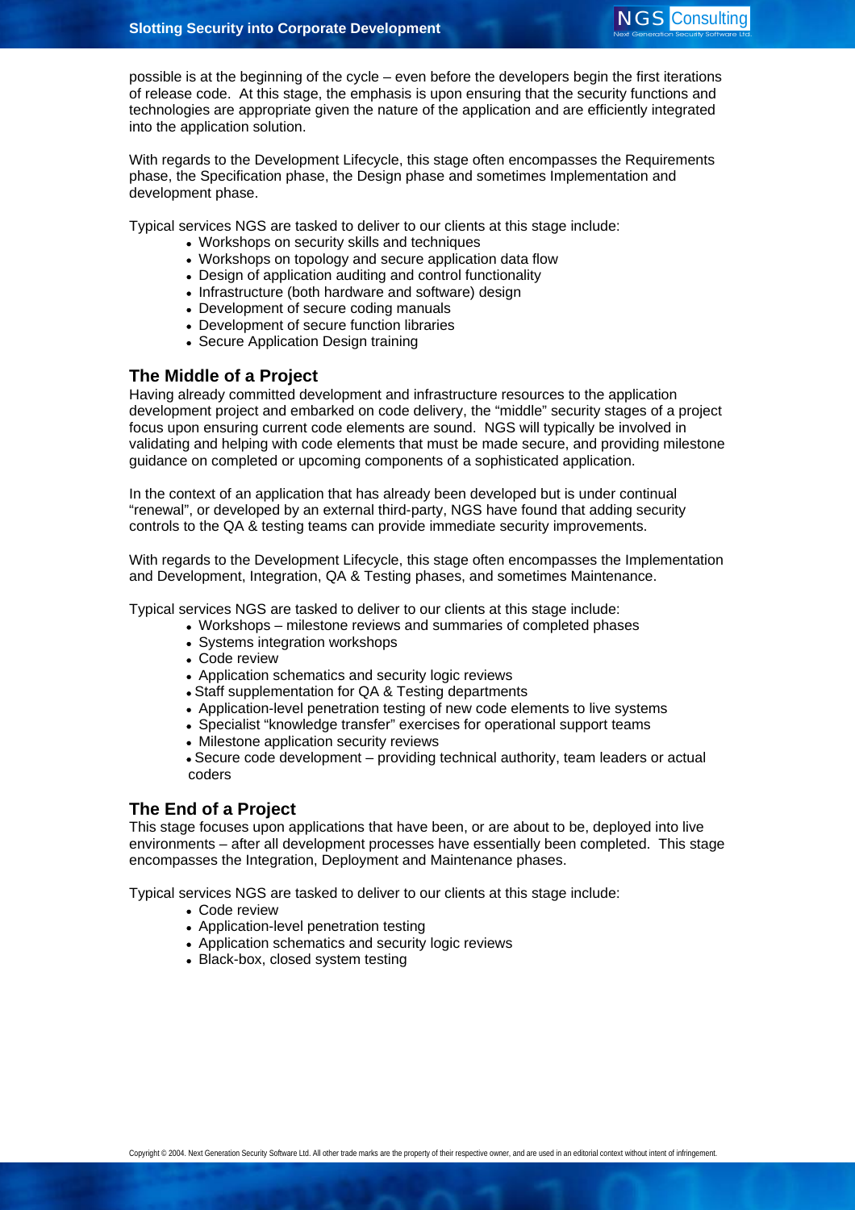possible is at the beginning of the cycle – even before the developers begin the first iterations of release code. At this stage, the emphasis is upon ensuring that the security functions and technologies are appropriate given the nature of the application and are efficiently integrated into the application solution.

With regards to the Development Lifecycle, this stage often encompasses the Requirements phase, the Specification phase, the Design phase and sometimes Implementation and development phase.

Typical services NGS are tasked to deliver to our clients at this stage include:

- Workshops on security skills and techniques
- Workshops on topology and secure application data flow
- Design of application auditing and control functionality
- Infrastructure (both hardware and software) design
- Development of secure coding manuals
- Development of secure function libraries
- Secure Application Design training

## The Middle of a Project

Having already committed development and infrastructure resources to the application development project and embarked on code delivery, the "middle" security stages of a project focus upon ensuring current code elements are sound. NGS will typically be involved in validating and helping with code elements that must be made secure, and providing milestone guidance on completed or upcoming components of a sophisticated application.

In the context of an application that has already been developed but is under continual "renewal", or developed by an external third-party, NGS have found that adding security controls to the QA & testing teams can provide immediate security improvements.

With regards to the Development Lifecycle, this stage often encompasses the Implementation and Development, Integration, QA & Testing phases, and sometimes Maintenance.

Typical services NGS are tasked to deliver to our clients at this stage include:

- Workshops – milestone reviews and summaries of completed phases
- Systems integration workshops
- Code review
- Application schematics and security logic reviews
- Staff supplementation for QA & Testing departments
- Application-level penetration testing of new code elements to live systems
- Specialist "knowledge transfer" exercises for operational support teams
- Milestone application security reviews
- Secure code development – providing technical authority, team leaders or actual coders

## The End of a Project

This stage focuses upon applications that have been, or are about to be, deployed into live environments – after all development processes have essentially been completed. This stage encompasses the Integration, Deployment and Maintenance phases.

Typical services NGS are tasked to deliver to our clients at this stage include:

- Code review
- Application-level penetration testing
- Application schematics and security logic reviews
- Black-box, closed system testing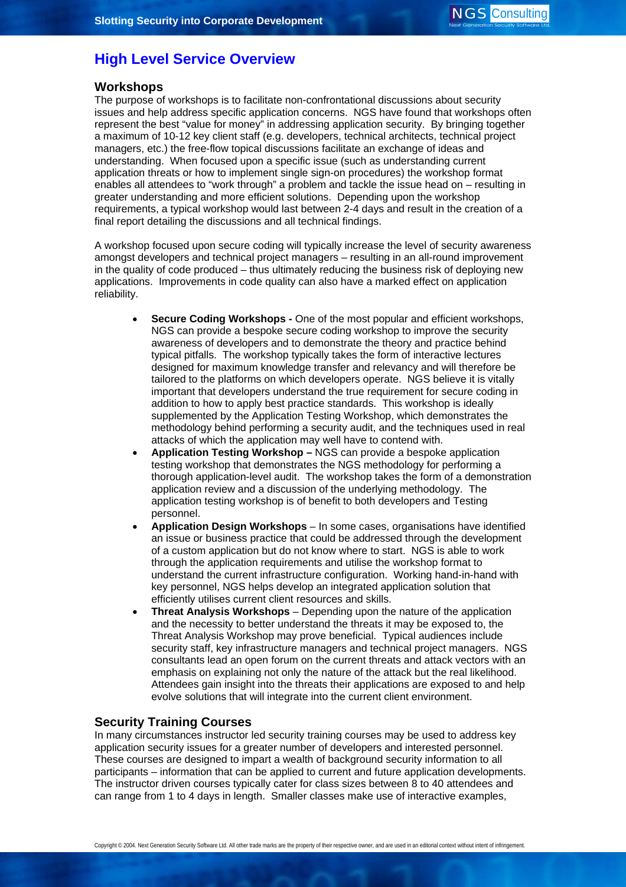## High Level Service Overview

### Workshops

The purpose of workshops is to facilitate non-confrontational discussions about security issues and help address specific application concerns. NGS have found that workshops often represent the best "value for money" in addressing application security. By bringing together a maximum of 10-12 key client staff (e.g. developers, technical architects, technical project managers, etc.) the free-flow topical discussions facilitate an exchange of ideas and understanding. When focused upon a specific issue (such as understanding current application threats or how to implement single sign-on procedures) the workshop format enables all attendees to "work through" a problem and tackle the issue head on – resulting in greater understanding and more efficient solutions. Depending upon the workshop requirements, a typical workshop would last between 2-4 days and result in the creation of a final report detailing the discussions and all technical findings.

A workshop focused upon secure coding will typically increase the level of security awareness amongst developers and technical project managers – resulting in an all-round improvement in the quality of code produced – thus ultimately reducing the business risk of deploying new applications. Improvements in code quality can also have a marked effect on application reliability.

- **Secure Coding Workshops -** One of the most popular and efficient workshops, NGS can provide a bespoke secure coding workshop to improve the security awareness of developers and to demonstrate the theory and practice behind typical pitfalls. The workshop typically takes the form of interactive lectures designed for maximum knowledge transfer and relevancy and will therefore be tailored to the platforms on which developers operate. NGS believe it is vitally important that developers understand the true requirement for secure coding in addition to how to apply best practice standards. This workshop is ideally supplemented by the Application Testing Workshop, which demonstrates the methodology behind performing a security audit, and the techniques used in real attacks of which the application may well have to contend with.
- **Application Testing Workshop –** NGS can provide a bespoke application testing workshop that demonstrates the NGS methodology for performing a thorough application-level audit. The workshop takes the form of a demonstration application review and a discussion of the underlying methodology. The application testing workshop is of benefit to both developers and Testing personnel.
- **Application Design Workshops** – In some cases, organisations have identified an issue or business practice that could be addressed through the development of a custom application but do not know where to start. NGS is able to work through the application requirements and utilise the workshop format to understand the current infrastructure configuration. Working hand-in-hand with key personnel, NGS helps develop an integrated application solution that efficiently utilises current client resources and skills.
- **Threat Analysis Workshops** – Depending upon the nature of the application and the necessity to better understand the threats it may be exposed to, the Threat Analysis Workshop may prove beneficial. Typical audiences include security staff, key infrastructure managers and technical project managers. NGS consultants lead an open forum on the current threats and attack vectors with an emphasis on explaining not only the nature of the attack but the real likelihood. Attendees gain insight into the threats their applications are exposed to and help evolve solutions that will integrate into the current client environment.

### Security Training Courses

In many circumstances instructor led security training courses may be used to address key application security issues for a greater number of developers and interested personnel. These courses are designed to impart a wealth of background security information to all participants – information that can be applied to current and future application developments. The instructor driven courses typically cater for class sizes between 8 to 40 attendees and can range from 1 to 4 days in length. Smaller classes make use of interactive examples,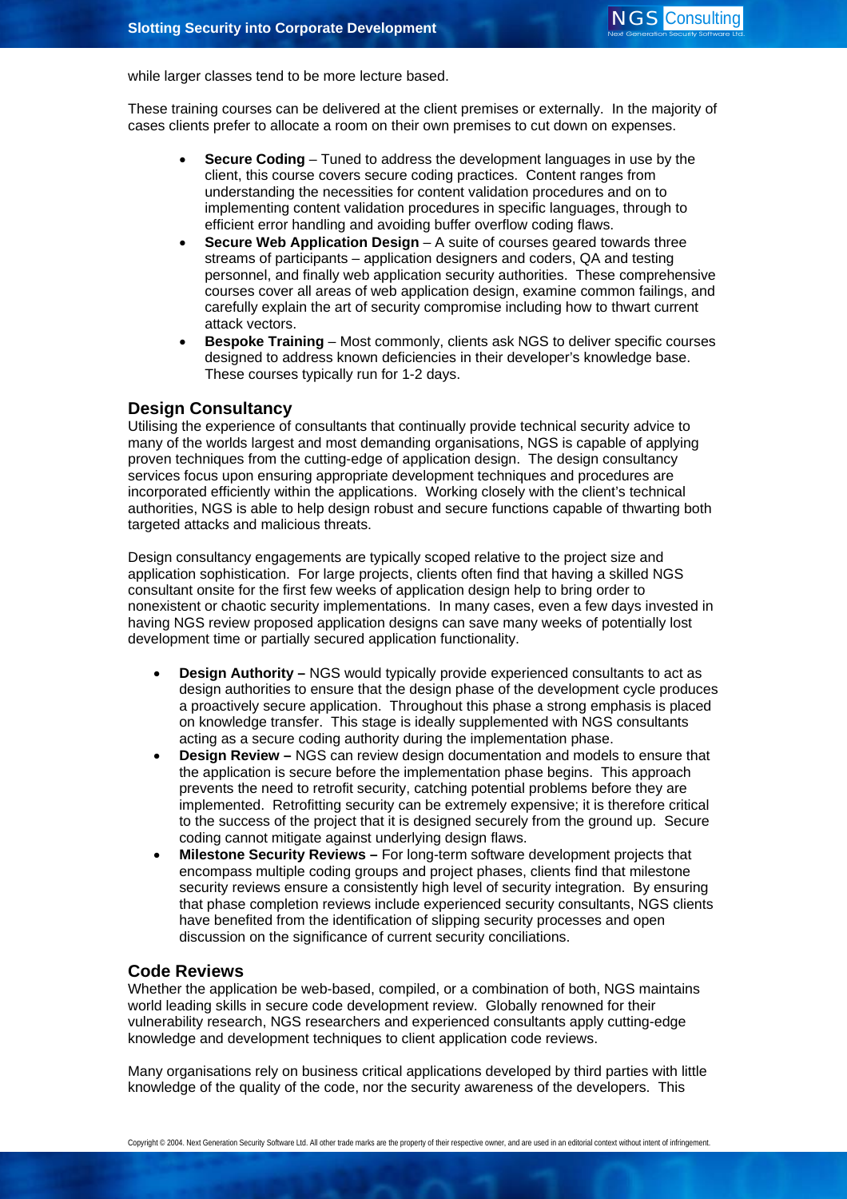while larger classes tend to be more lecture based.

These training courses can be delivered at the client premises or externally. In the majority of cases clients prefer to allocate a room on their own premises to cut down on expenses.

- **Secure Coding** – Tuned to address the development languages in use by the client, this course covers secure coding practices. Content ranges from understanding the necessities for content validation procedures and on to implementing content validation procedures in specific languages, through to efficient error handling and avoiding buffer overflow coding flaws.
- **Secure Web Application Design** – A suite of courses geared towards three streams of participants – application designers and coders, QA and testing personnel, and finally web application security authorities. These comprehensive courses cover all areas of web application design, examine common failings, and carefully explain the art of security compromise including how to thwart current attack vectors.
- **Bespoke Training** – Most commonly, clients ask NGS to deliver specific courses designed to address known deficiencies in their developer's knowledge base. These courses typically run for 1-2 days.

## Design Consultancy

Utilising the experience of consultants that continually provide technical security advice to many of the worlds largest and most demanding organisations, NGS is capable of applying proven techniques from the cutting-edge of application design. The design consultancy services focus upon ensuring appropriate development techniques and procedures are incorporated efficiently within the applications. Working closely with the client's technical authorities, NGS is able to help design robust and secure functions capable of thwarting both targeted attacks and malicious threats.

Design consultancy engagements are typically scoped relative to the project size and application sophistication. For large projects, clients often find that having a skilled NGS consultant onsite for the first few weeks of application design help to bring order to nonexistent or chaotic security implementations. In many cases, even a few days invested in having NGS review proposed application designs can save many weeks of potentially lost development time or partially secured application functionality.

- **Design Authority –** NGS would typically provide experienced consultants to act as design authorities to ensure that the design phase of the development cycle produces a proactively secure application. Throughout this phase a strong emphasis is placed on knowledge transfer. This stage is ideally supplemented with NGS consultants acting as a secure coding authority during the implementation phase.
- **Design Review –** NGS can review design documentation and models to ensure that the application is secure before the implementation phase begins. This approach prevents the need to retrofit security, catching potential problems before they are implemented. Retrofitting security can be extremely expensive; it is therefore critical to the success of the project that it is designed securely from the ground up. Secure coding cannot mitigate against underlying design flaws.
- **Milestone Security Reviews –** For long-term software development projects that encompass multiple coding groups and project phases, clients find that milestone security reviews ensure a consistently high level of security integration. By ensuring that phase completion reviews include experienced security consultants, NGS clients have benefited from the identification of slipping security processes and open discussion on the significance of current security conciliations.

## Code Reviews

Whether the application be web-based, compiled, or a combination of both, NGS maintains world leading skills in secure code development review. Globally renowned for their vulnerability research, NGS researchers and experienced consultants apply cutting-edge knowledge and development techniques to client application code reviews.

Many organisations rely on business critical applications developed by third parties with little knowledge of the quality of the code, nor the security awareness of the developers. This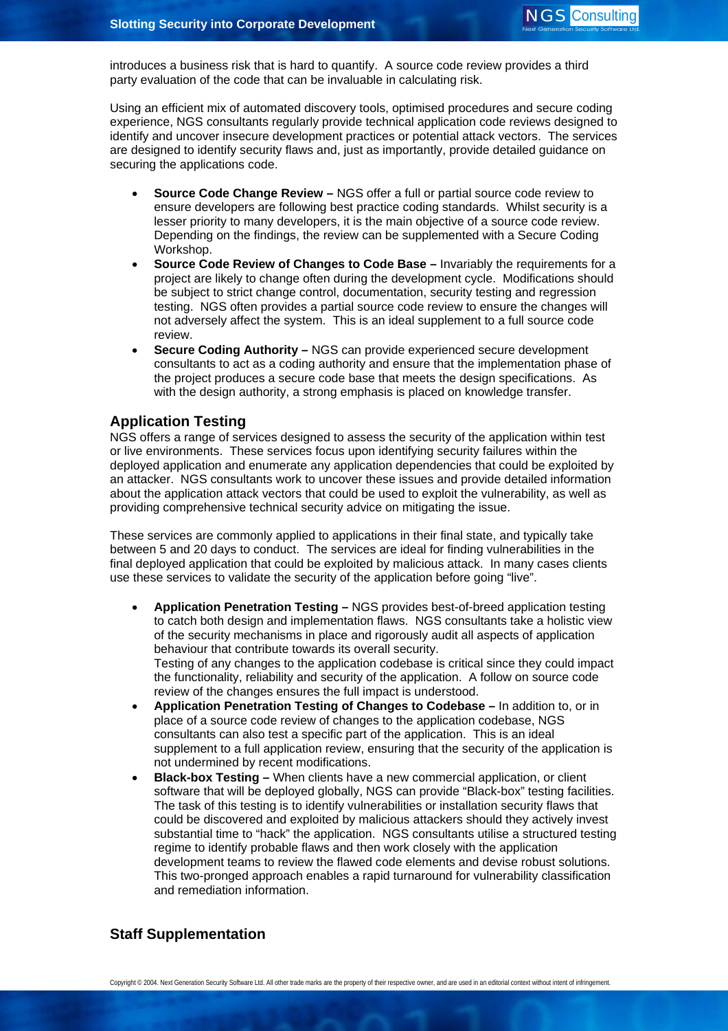introduces a business risk that is hard to quantify. A source code review provides a third party evaluation of the code that can be invaluable in calculating risk.

Using an efficient mix of automated discovery tools, optimised procedures and secure coding experience, NGS consultants regularly provide technical application code reviews designed to identify and uncover insecure development practices or potential attack vectors. The services are designed to identify security flaws and, just as importantly, provide detailed guidance on securing the applications code.

- **Source Code Change Review –** NGS offer a full or partial source code review to ensure developers are following best practice coding standards. Whilst security is a lesser priority to many developers, it is the main objective of a source code review. Depending on the findings, the review can be supplemented with a Secure Coding Workshop.
- **Source Code Review of Changes to Code Base –** Invariably the requirements for a project are likely to change often during the development cycle. Modifications should be subject to strict change control, documentation, security testing and regression testing. NGS often provides a partial source code review to ensure the changes will not adversely affect the system. This is an ideal supplement to a full source code review.
- **Secure Coding Authority –** NGS can provide experienced secure development consultants to act as a coding authority and ensure that the implementation phase of the project produces a secure code base that meets the design specifications. As with the design authority, a strong emphasis is placed on knowledge transfer.

## Application Testing

NGS offers a range of services designed to assess the security of the application within test or live environments. These services focus upon identifying security failures within the deployed application and enumerate any application dependencies that could be exploited by an attacker. NGS consultants work to uncover these issues and provide detailed information about the application attack vectors that could be used to exploit the vulnerability, as well as providing comprehensive technical security advice on mitigating the issue.

These services are commonly applied to applications in their final state, and typically take between 5 and 20 days to conduct. The services are ideal for finding vulnerabilities in the final deployed application that could be exploited by malicious attack. In many cases clients use these services to validate the security of the application before going "live".

- **Application Penetration Testing –** NGS provides best-of-breed application testing to catch both design and implementation flaws. NGS consultants take a holistic view of the security mechanisms in place and rigorously audit all aspects of application behaviour that contribute towards its overall security.
  Testing of any changes to the application codebase is critical since they could impact the functionality, reliability and security of the application. A follow on source code review of the changes ensures the full impact is understood.
- **Application Penetration Testing of Changes to Codebase –** In addition to, or in place of a source code review of changes to the application codebase, NGS consultants can also test a specific part of the application. This is an ideal supplement to a full application review, ensuring that the security of the application is not undermined by recent modifications.
- **Black-box Testing –** When clients have a new commercial application, or client software that will be deployed globally, NGS can provide "Black-box" testing facilities. The task of this testing is to identify vulnerabilities or installation security flaws that could be discovered and exploited by malicious attackers should they actively invest substantial time to "hack" the application. NGS consultants utilise a structured testing regime to identify probable flaws and then work closely with the application development teams to review the flawed code elements and devise robust solutions. This two-pronged approach enables a rapid turnaround for vulnerability classification and remediation information.

## Staff Supplementation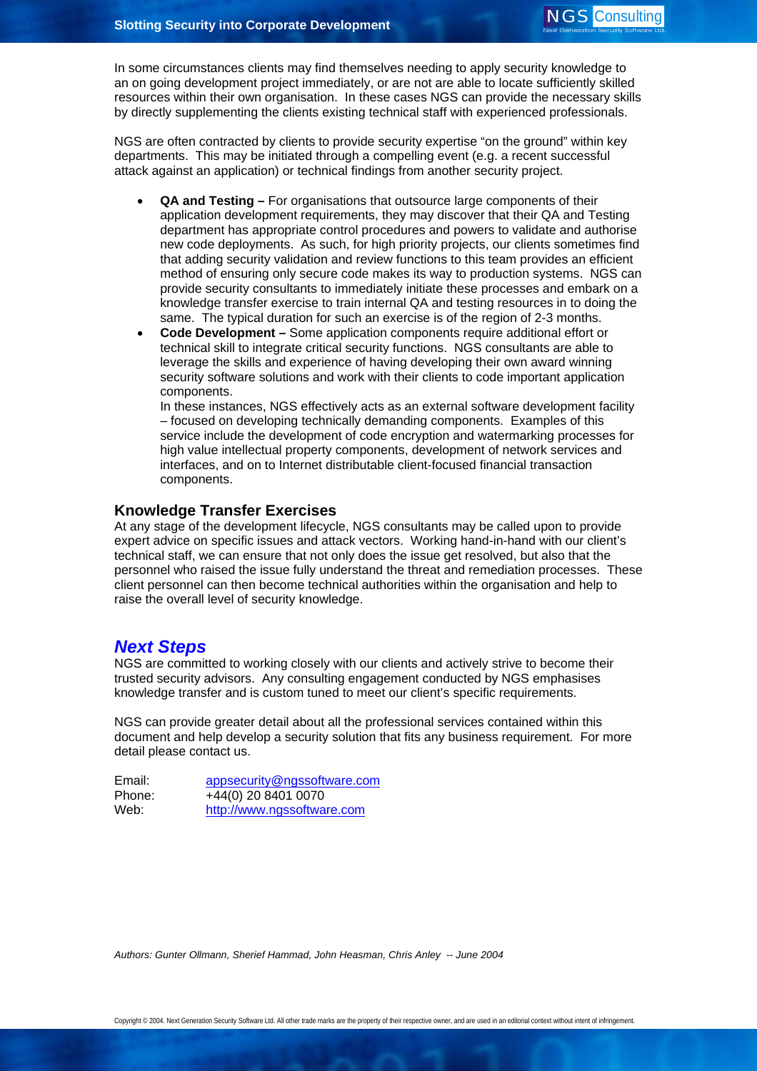In some circumstances clients may find themselves needing to apply security knowledge to an on going development project immediately, or are not are able to locate sufficiently skilled resources within their own organisation. In these cases NGS can provide the necessary skills by directly supplementing the clients existing technical staff with experienced professionals.

NGS are often contracted by clients to provide security expertise "on the ground" within key departments. This may be initiated through a compelling event (e.g. a recent successful attack against an application) or technical findings from another security project.

- **QA and Testing –** For organisations that outsource large components of their application development requirements, they may discover that their QA and Testing department has appropriate control procedures and powers to validate and authorise new code deployments. As such, for high priority projects, our clients sometimes find that adding security validation and review functions to this team provides an efficient method of ensuring only secure code makes its way to production systems. NGS can provide security consultants to immediately initiate these processes and embark on a knowledge transfer exercise to train internal QA and testing resources in to doing the same. The typical duration for such an exercise is of the region of 2-3 months.
- **Code Development –** Some application components require additional effort or technical skill to integrate critical security functions. NGS consultants are able to leverage the skills and experience of having developing their own award winning security software solutions and work with their clients to code important application components.
  In these instances, NGS effectively acts as an external software development facility – focused on developing technically demanding components. Examples of this service include the development of code encryption and watermarking processes for high value intellectual property components, development of network services and interfaces, and on to Internet distributable client-focused financial transaction components.

### Knowledge Transfer Exercises

At any stage of the development lifecycle, NGS consultants may be called upon to provide expert advice on specific issues and attack vectors. Working hand-in-hand with our client's technical staff, we can ensure that not only does the issue get resolved, but also that the personnel who raised the issue fully understand the threat and remediation processes. These client personnel can then become technical authorities within the organisation and help to raise the overall level of security knowledge.

## *Next Steps*

NGS are committed to working closely with our clients and actively strive to become their trusted security advisors. Any consulting engagement conducted by NGS emphasises knowledge transfer and is custom tuned to meet our client's specific requirements.

NGS can provide greater detail about all the professional services contained within this document and help develop a security solution that fits any business requirement. For more detail please contact us.

Email: appsecurity@ngssoftware.com
Phone: +44(0) 20 8401 0070
Web: http://www.ngssoftware.com

*Authors: Gunter Ollmann, Sherief Hammad, John Heasman, Chris Anley -- June 2004*

Copyright © 2004. Next Generation Security Software Ltd. All other trade marks are the property of their respective owner, and are used in an editorial context without intent of infringement.